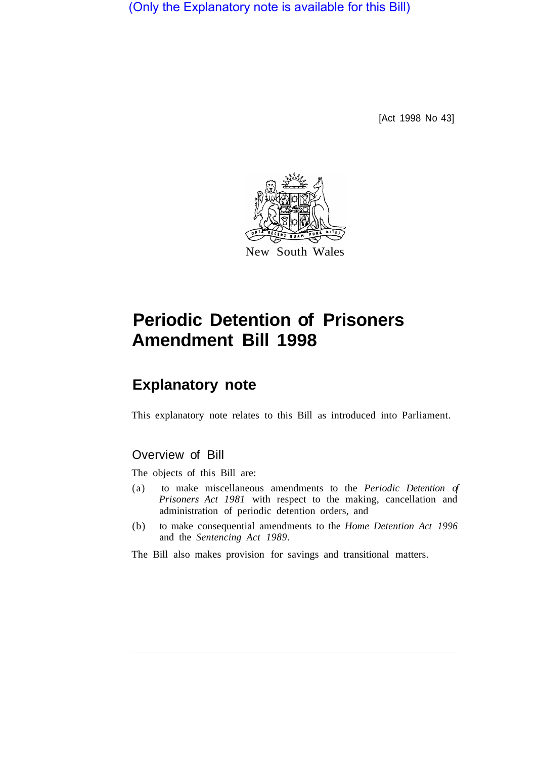(Only the Explanatory note is available for this Bill)

[Act 1998 No 43]

New South Wales

# Periodic Detention of Prisoners Amendment Bill 1998

## Explanatory note

This explanatory note relates to this Bill as introduced into Parliament.

### Overview of Bill

The objects of this Bill are:

(a) to make miscellaneous amendments to the *Periodic Detention of Prisoners Act 1981* with respect to the making, cancellation and administration of periodic detention orders, and

(b) to make consequential amendments to the *Home Detention Act 1996* and the *Sentencing Act 1989*.

The Bill also makes provision for savings and transitional matters.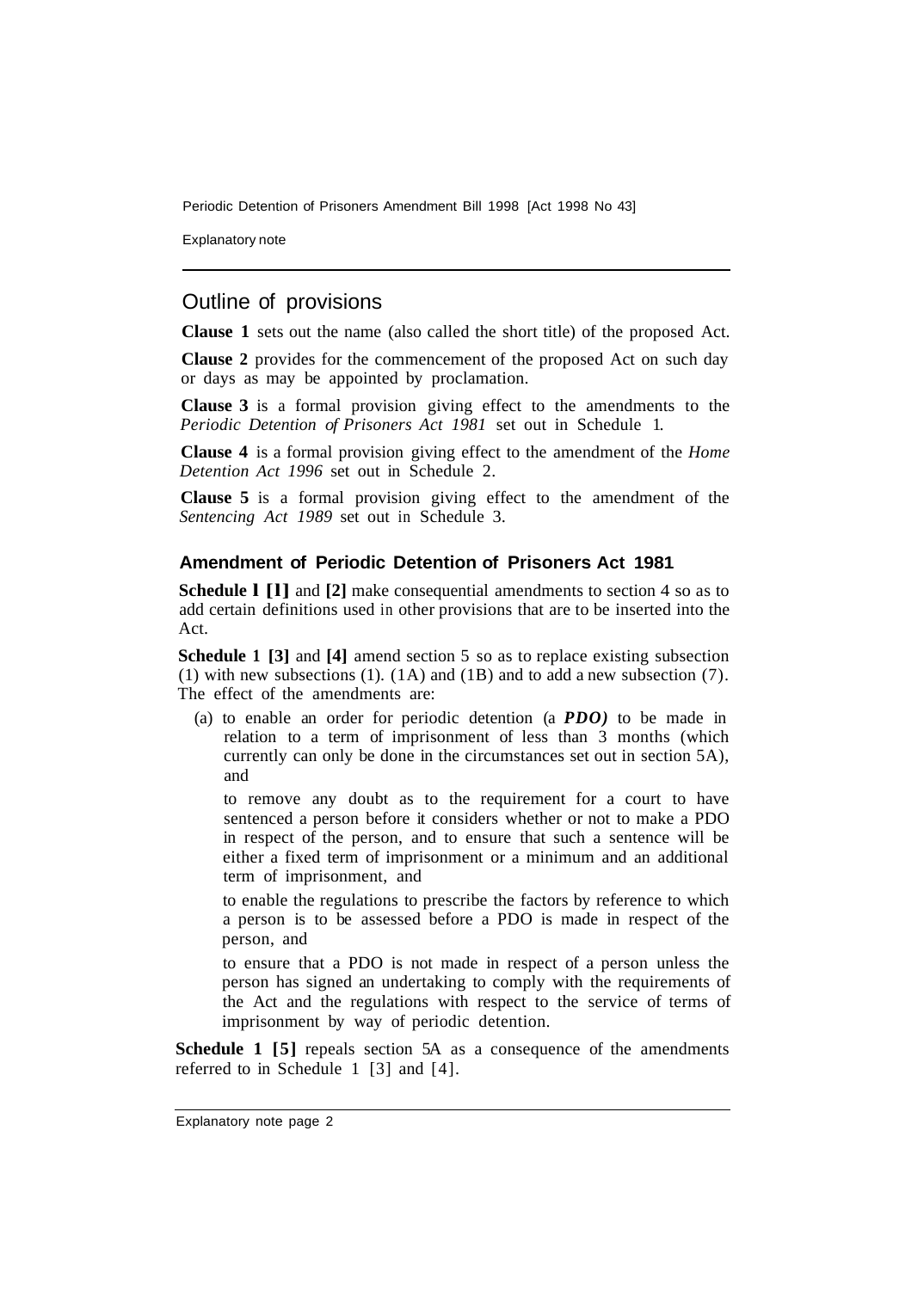## Outline of provisions

**Clause 1** sets out the name (also called the short title) of the proposed Act.

**Clause 2** provides for the commencement of the proposed Act on such day or days as may be appointed by proclamation.

**Clause 3** is a formal provision giving effect to the amendments to the *Periodic Detention of Prisoners Act 1981* set out in Schedule 1.

**Clause 4** is a formal provision giving effect to the amendment of the *Home Detention Act 1996* set out in Schedule 2.

**Clause 5** is a formal provision giving effect to the amendment of the *Sentencing Act 1989* set out in Schedule 3.

### Amendment of Periodic Detention of Prisoners Act 1981

**Schedule 1 [1]** and **[2]** make consequential amendments to section 4 so as to add certain definitions used in other provisions that are to be inserted into the Act.

**Schedule 1 [3]** and **[4]** amend section 5 so as to replace existing subsection (1) with new subsections (1). (1A) and (1B) and to add a new subsection (7). The effect of the amendments are:

(a) to enable an order for periodic detention (a ***PDO)*** to be made in relation to a term of imprisonment of less than 3 months (which currently can only be done in the circumstances set out in section 5A), and

to remove any doubt as to the requirement for a court to have sentenced a person before it considers whether or not to make a PDO in respect of the person, and to ensure that such a sentence will be either a fixed term of imprisonment or a minimum and an additional term of imprisonment, and

to enable the regulations to prescribe the factors by reference to which a person is to be assessed before a PDO is made in respect of the person, and

to ensure that a PDO is not made in respect of a person unless the person has signed an undertaking to comply with the requirements of the Act and the regulations with respect to the service of terms of imprisonment by way of periodic detention.

**Schedule 1 [5]** repeals section 5A as a consequence of the amendments referred to in Schedule 1 [3] and [4].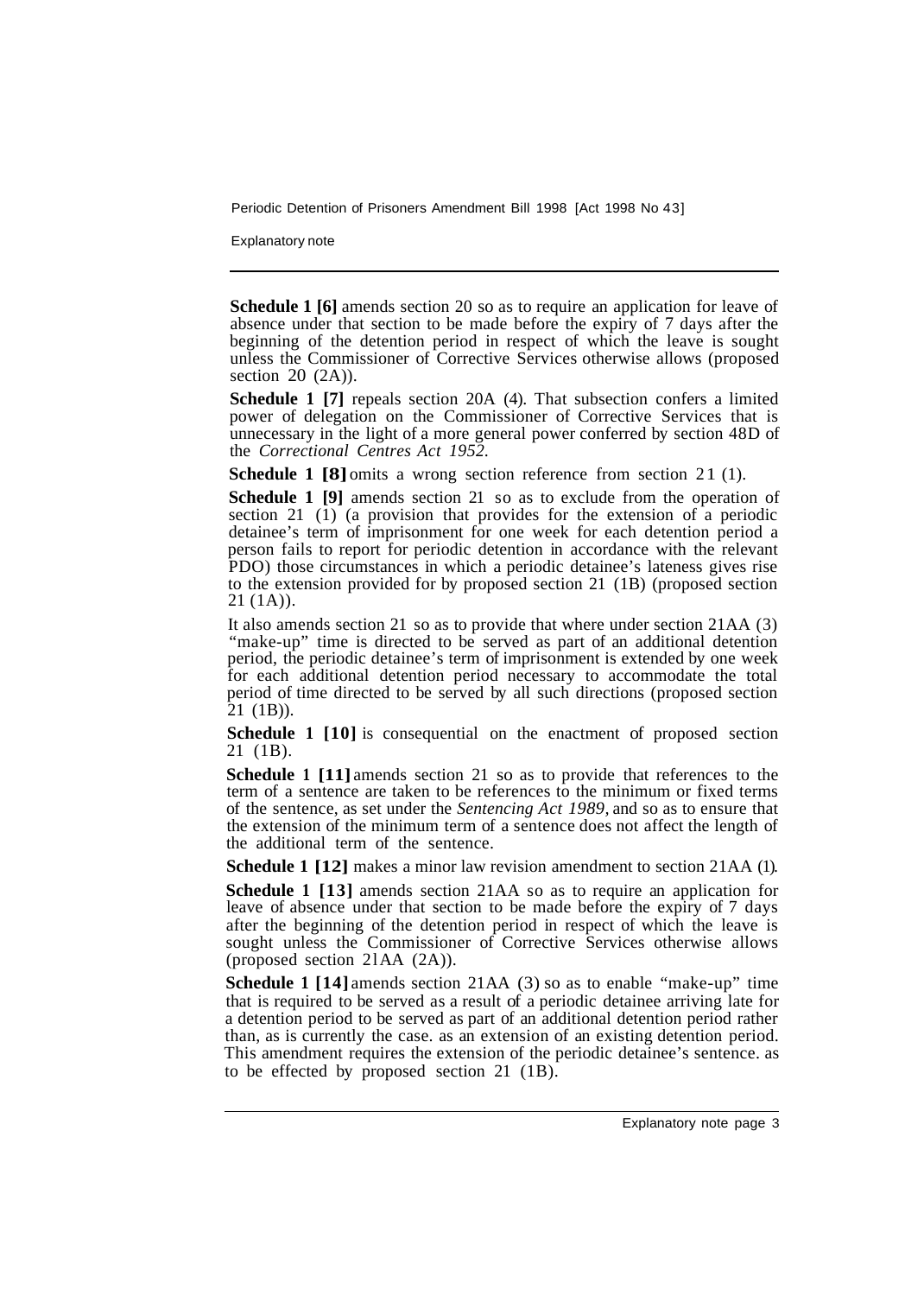**Schedule 1 [6]** amends section 20 so as to require an application for leave of absence under that section to be made before the expiry of 7 days after the beginning of the detention period in respect of which the leave is sought unless the Commissioner of Corrective Services otherwise allows (proposed section 20 (2A)).

**Schedule 1 [7]** repeals section 20A (4). That subsection confers a limited power of delegation on the Commissioner of Corrective Services that is unnecessary in the light of a more general power conferred by section 48D of the *Correctional Centres Act 1952*.

**Schedule 1 [8]** omits a wrong section reference from section 21 (1).

**Schedule 1 [9]** amends section 21 so as to exclude from the operation of section 21 (1) (a provision that provides for the extension of a periodic detainee's term of imprisonment for one week for each detention period a person fails to report for periodic detention in accordance with the relevant PDO) those circumstances in which a periodic detainee's lateness gives rise to the extension provided for by proposed section 21 (1B) (proposed section 21 (1A)).

It also amends section 21 so as to provide that where under section 21AA (3) "make-up" time is directed to be served as part of an additional detention period, the periodic detainee's term of imprisonment is extended by one week for each additional detention period necessary to accommodate the total period of time directed to be served by all such directions (proposed section 21 (1B)).

**Schedule 1 [10]** is consequential on the enactment of proposed section 21 (1B).

**Schedule 1 [11]** amends section 21 so as to provide that references to the term of a sentence are taken to be references to the minimum or fixed terms of the sentence, as set under the *Sentencing Act 1989*, and so as to ensure that the extension of the minimum term of a sentence does not affect the length of the additional term of the sentence.

**Schedule 1 [12]** makes a minor law revision amendment to section 21AA (1).

**Schedule 1 [13]** amends section 21AA so as to require an application for leave of absence under that section to be made before the expiry of 7 days after the beginning of the detention period in respect of which the leave is sought unless the Commissioner of Corrective Services otherwise allows (proposed section 21AA (2A)).

**Schedule 1 [14]** amends section 21AA (3) so as to enable "make-up" time that is required to be served as a result of a periodic detainee arriving late for a detention period to be served as part of an additional detention period rather than, as is currently the case. as an extension of an existing detention period. This amendment requires the extension of the periodic detainee's sentence. as to be effected by proposed section 21 (1B).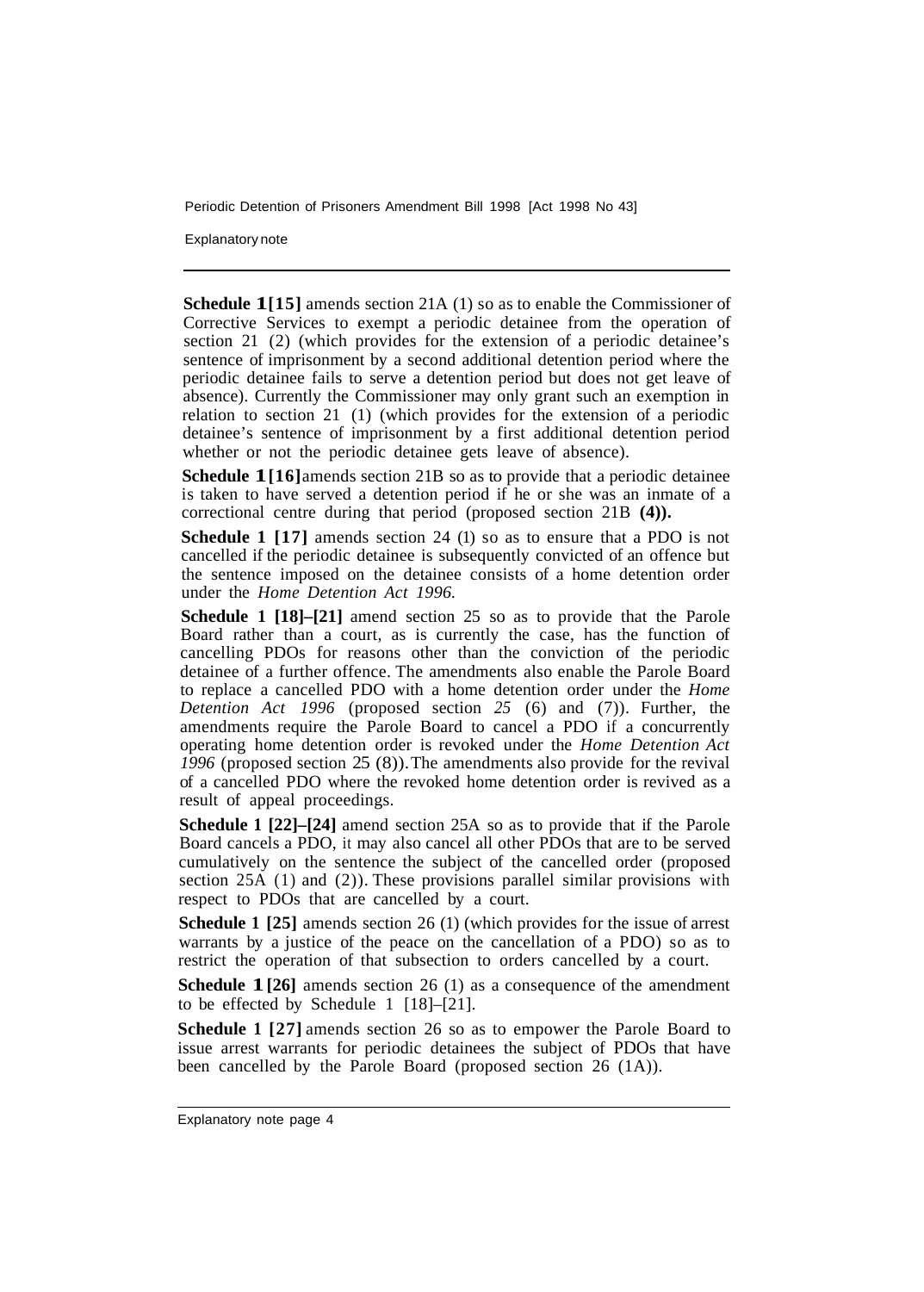**Schedule 1 [15]** amends section 21A (1) so as to enable the Commissioner of Corrective Services to exempt a periodic detainee from the operation of section 21 (2) (which provides for the extension of a periodic detainee's sentence of imprisonment by a second additional detention period where the periodic detainee fails to serve a detention period but does not get leave of absence). Currently the Commissioner may only grant such an exemption in relation to section 21 (1) (which provides for the extension of a periodic detainee's sentence of imprisonment by a first additional detention period whether or not the periodic detainee gets leave of absence).

**Schedule 1 [16]** amends section 21B so as to provide that a periodic detainee is taken to have served a detention period if he or she was an inmate of a correctional centre during that period (proposed section 21B **(4)).**

**Schedule 1 [17]** amends section 24 (1) so as to ensure that a PDO is not cancelled if the periodic detainee is subsequently convicted of an offence but the sentence imposed on the detainee consists of a home detention order under the *Home Detention Act 1996.*

**Schedule 1 [18]–[21]** amend section 25 so as to provide that the Parole Board rather than a court, as is currently the case, has the function of cancelling PDOs for reasons other than the conviction of the periodic detainee of a further offence. The amendments also enable the Parole Board to replace a cancelled PDO with a home detention order under the *Home Detention Act 1996* (proposed section *25* (6) and (7)). Further, the amendments require the Parole Board to cancel a PDO if a concurrently operating home detention order is revoked under the *Home Detention Act 1996* (proposed section 25 (8)). The amendments also provide for the revival of a cancelled PDO where the revoked home detention order is revived as a result of appeal proceedings.

**Schedule 1 [22]–[24]** amend section 25A so as to provide that if the Parole Board cancels a PDO, it may also cancel all other PDOs that are to be served cumulatively on the sentence the subject of the cancelled order (proposed section 25A (1) and (2)). These provisions parallel similar provisions with respect to PDOs that are cancelled by a court.

**Schedule 1 [25]** amends section 26 (1) (which provides for the issue of arrest warrants by a justice of the peace on the cancellation of a PDO) so as to restrict the operation of that subsection to orders cancelled by a court.

**Schedule 1 [26]** amends section 26 (1) as a consequence of the amendment to be effected by Schedule 1 [18]–[21].

**Schedule 1 [27]** amends section 26 so as to empower the Parole Board to issue arrest warrants for periodic detainees the subject of PDOs that have been cancelled by the Parole Board (proposed section 26 (1A)).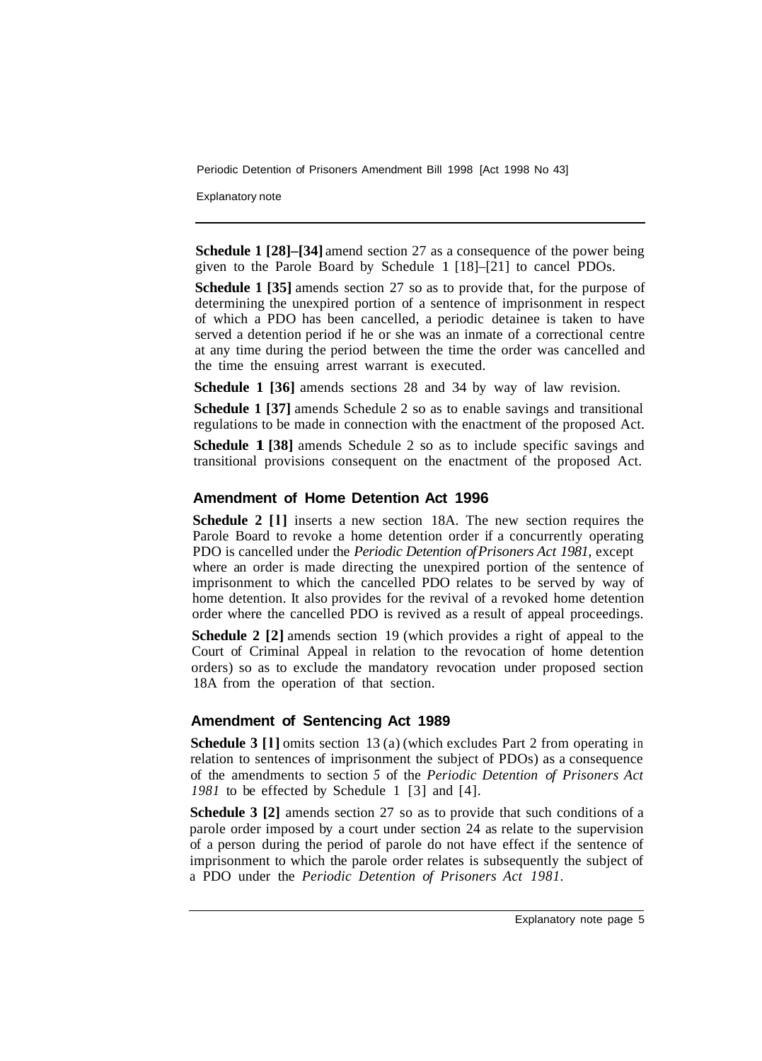**Schedule 1 [28]–[34]** amend section 27 as a consequence of the power being given to the Parole Board by Schedule 1 [18]–[21] to cancel PDOs.

**Schedule 1 [35]** amends section 27 so as to provide that, for the purpose of determining the unexpired portion of a sentence of imprisonment in respect of which a PDO has been cancelled, a periodic detainee is taken to have served a detention period if he or she was an inmate of a correctional centre at any time during the period between the time the order was cancelled and the time the ensuing arrest warrant is executed.

**Schedule 1 [36]** amends sections 28 and 34 by way of law revision.

**Schedule 1 [37]** amends Schedule 2 so as to enable savings and transitional regulations to be made in connection with the enactment of the proposed Act.

**Schedule 1 [38]** amends Schedule 2 so as to include specific savings and transitional provisions consequent on the enactment of the proposed Act.

## Amendment of Home Detention Act 1996

**Schedule 2 [1]** inserts a new section 18A. The new section requires the Parole Board to revoke a home detention order if a concurrently operating PDO is cancelled under the *Periodic Detention of Prisoners Act 1981,* except where an order is made directing the unexpired portion of the sentence of imprisonment to which the cancelled PDO relates to be served by way of home detention. It also provides for the revival of a revoked home detention order where the cancelled PDO is revived as a result of appeal proceedings.

**Schedule 2 [2]** amends section 19 (which provides a right of appeal to the Court of Criminal Appeal in relation to the revocation of home detention orders) so as to exclude the mandatory revocation under proposed section 18A from the operation of that section.

## Amendment of Sentencing Act 1989

**Schedule 3 [1]** omits section 13 (a) (which excludes Part 2 from operating in relation to sentences of imprisonment the subject of PDOs) as a consequence of the amendments to section 5 of the *Periodic Detention of Prisoners Act 1981* to be effected by Schedule 1 [3] and [4].

**Schedule 3 [2]** amends section 27 so as to provide that such conditions of a parole order imposed by a court under section 24 as relate to the supervision of a person during the period of parole do not have effect if the sentence of imprisonment to which the parole order relates is subsequently the subject of a PDO under the *Periodic Detention of Prisoners Act 1981*.